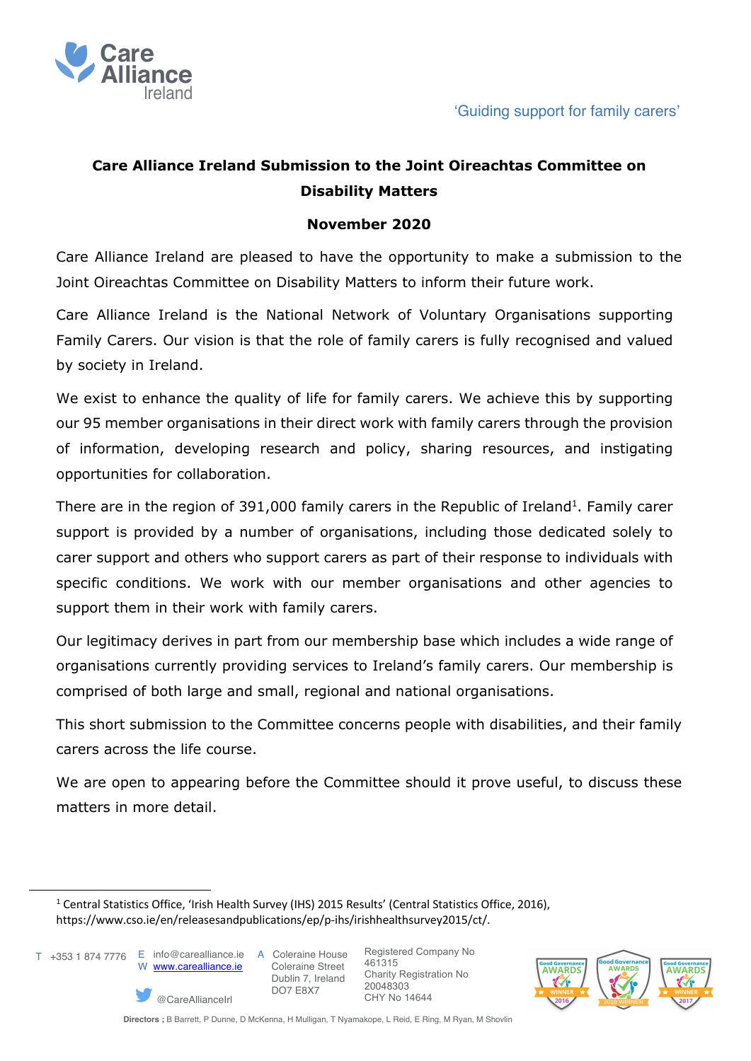Care Alliance Ireland

'Guiding support for family carers'

## Care Alliance Ireland Submission to the Joint Oireachtas Committee on Disability Matters

### November 2020

Care Alliance Ireland are pleased to have the opportunity to make a submission to the Joint Oireachtas Committee on Disability Matters to inform their future work.

Care Alliance Ireland is the National Network of Voluntary Organisations supporting Family Carers. Our vision is that the role of family carers is fully recognised and valued by society in Ireland.

We exist to enhance the quality of life for family carers. We achieve this by supporting our 95 member organisations in their direct work with family carers through the provision of information, developing research and policy, sharing resources, and instigating opportunities for collaboration.

There are in the region of 391,000 family carers in the Republic of Ireland[1]. Family carer support is provided by a number of organisations, including those dedicated solely to carer support and others who support carers as part of their response to individuals with specific conditions. We work with our member organisations and other agencies to support them in their work with family carers.

Our legitimacy derives in part from our membership base which includes a wide range of organisations currently providing services to Ireland's family carers. Our membership is comprised of both large and small, regional and national organisations.

This short submission to the Committee concerns people with disabilities, and their family carers across the life course.

We are open to appearing before the Committee should it prove useful, to discuss these matters in more detail.

[1] Central Statistics Office, 'Irish Health Survey (IHS) 2015 Results' (Central Statistics Office, 2016), https://www.cso.ie/en/releasesandpublications/ep/p-ihs/irishhealthsurvey2015/ct/.

T +353 1 874 7776 E info@carealliance.ie W www.carealliance.ie @CareAllianceIrl A Coleraine House Coleraine Street Dublin 7, Ireland DO7 E8X7 Registered Company No 461315 Charity Registration No 20048303 CHY No 14644

Directors ; B Barrett, P Dunne, D McKenna, H Mulligan, T Nyamakope, L Reid, E Ring, M Ryan, M Shovlin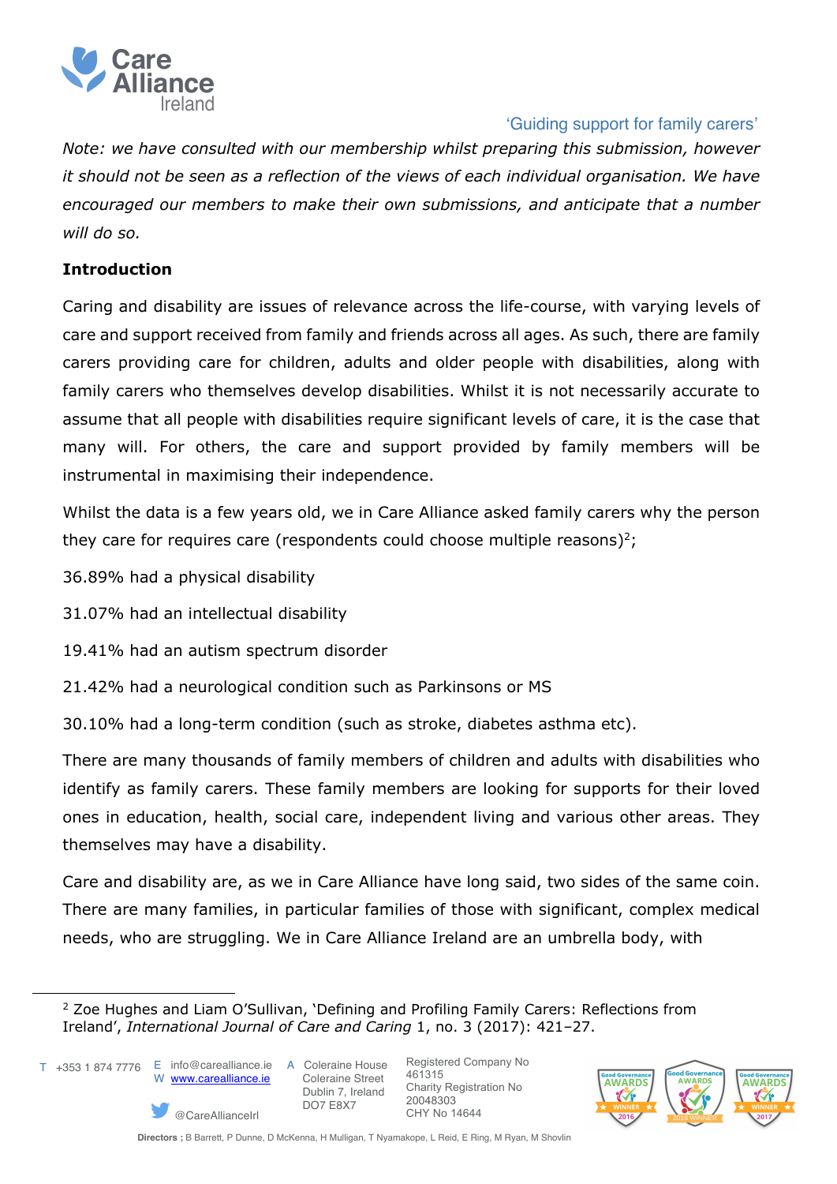*Note: we have consulted with our membership whilst preparing this submission, however it should not be seen as a reflection of the views of each individual organisation. We have encouraged our members to make their own submissions, and anticipate that a number will do so.*

**Introduction**

Caring and disability are issues of relevance across the life-course, with varying levels of care and support received from family and friends across all ages. As such, there are family carers providing care for children, adults and older people with disabilities, along with family carers who themselves develop disabilities. Whilst it is not necessarily accurate to assume that all people with disabilities require significant levels of care, it is the case that many will. For others, the care and support provided by family members will be instrumental in maximising their independence.

Whilst the data is a few years old, we in Care Alliance asked family carers why the person they care for requires care (respondents could choose multiple reasons)[2];

36.89% had a physical disability

31.07% had an intellectual disability

19.41% had an autism spectrum disorder

21.42% had a neurological condition such as Parkinsons or MS

30.10% had a long-term condition (such as stroke, diabetes asthma etc).

There are many thousands of family members of children and adults with disabilities who identify as family carers. These family members are looking for supports for their loved ones in education, health, social care, independent living and various other areas. They themselves may have a disability.

Care and disability are, as we in Care Alliance have long said, two sides of the same coin. There are many families, in particular families of those with significant, complex medical needs, who are struggling. We in Care Alliance Ireland are an umbrella body, with

[2] Zoe Hughes and Liam O'Sullivan, 'Defining and Profiling Family Carers: Reflections from Ireland', *International Journal of Care and Caring* 1, no. 3 (2017): 421–27.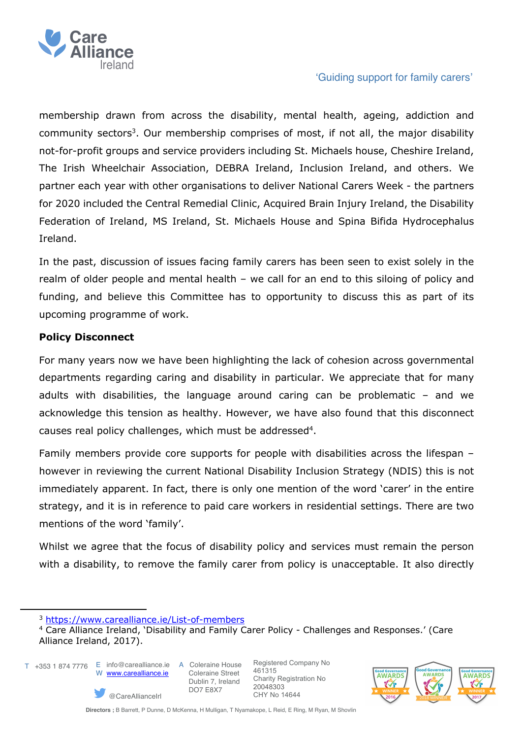membership drawn from across the disability, mental health, ageing, addiction and community sectors[3]. Our membership comprises of most, if not all, the major disability not-for-profit groups and service providers including St. Michaels house, Cheshire Ireland, The Irish Wheelchair Association, DEBRA Ireland, Inclusion Ireland, and others. We partner each year with other organisations to deliver National Carers Week - the partners for 2020 included the Central Remedial Clinic, Acquired Brain Injury Ireland, the Disability Federation of Ireland, MS Ireland, St. Michaels House and Spina Bifida Hydrocephalus Ireland.

In the past, discussion of issues facing family carers has been seen to exist solely in the realm of older people and mental health – we call for an end to this siloing of policy and funding, and believe this Committee has to opportunity to discuss this as part of its upcoming programme of work.

**Policy Disconnect**

For many years now we have been highlighting the lack of cohesion across governmental departments regarding caring and disability in particular. We appreciate that for many adults with disabilities, the language around caring can be problematic – and we acknowledge this tension as healthy. However, we have also found that this disconnect causes real policy challenges, which must be addressed[4].

Family members provide core supports for people with disabilities across the lifespan – however in reviewing the current National Disability Inclusion Strategy (NDIS) this is not immediately apparent. In fact, there is only one mention of the word 'carer' in the entire strategy, and it is in reference to paid care workers in residential settings. There are two mentions of the word 'family'.

Whilst we agree that the focus of disability policy and services must remain the person with a disability, to remove the family carer from policy is unacceptable. It also directly

---

[3] https://www.carealliance.ie/List-of-members

[4] Care Alliance Ireland, 'Disability and Family Carer Policy - Challenges and Responses.' (Care Alliance Ireland, 2017).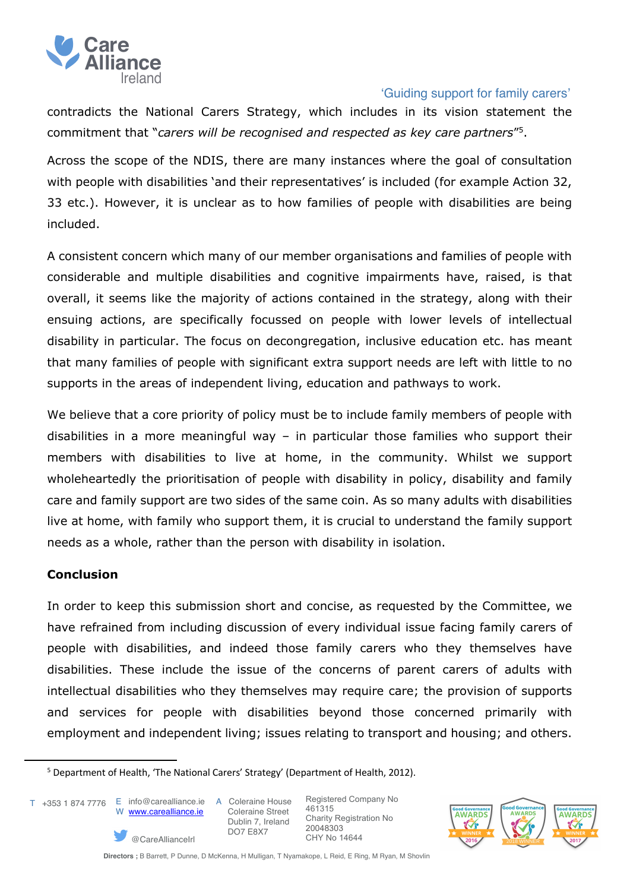contradicts the National Carers Strategy, which includes in its vision statement the commitment that "*carers will be recognised and respected as key care partners*"[5].

Across the scope of the NDIS, there are many instances where the goal of consultation with people with disabilities 'and their representatives' is included (for example Action 32, 33 etc.). However, it is unclear as to how families of people with disabilities are being included.

A consistent concern which many of our member organisations and families of people with considerable and multiple disabilities and cognitive impairments have, raised, is that overall, it seems like the majority of actions contained in the strategy, along with their ensuing actions, are specifically focussed on people with lower levels of intellectual disability in particular. The focus on decongregation, inclusive education etc. has meant that many families of people with significant extra support needs are left with little to no supports in the areas of independent living, education and pathways to work.

We believe that a core priority of policy must be to include family members of people with disabilities in a more meaningful way – in particular those families who support their members with disabilities to live at home, in the community. Whilst we support wholeheartedly the prioritisation of people with disability in policy, disability and family care and family support are two sides of the same coin. As so many adults with disabilities live at home, with family who support them, it is crucial to understand the family support needs as a whole, rather than the person with disability in isolation.

**Conclusion**

In order to keep this submission short and concise, as requested by the Committee, we have refrained from including discussion of every individual issue facing family carers of people with disabilities, and indeed those family carers who they themselves have disabilities. These include the issue of the concerns of parent carers of adults with intellectual disabilities who they themselves may require care; the provision of supports and services for people with disabilities beyond those concerned primarily with employment and independent living; issues relating to transport and housing; and others.

[5] Department of Health, 'The National Carers' Strategy' (Department of Health, 2012).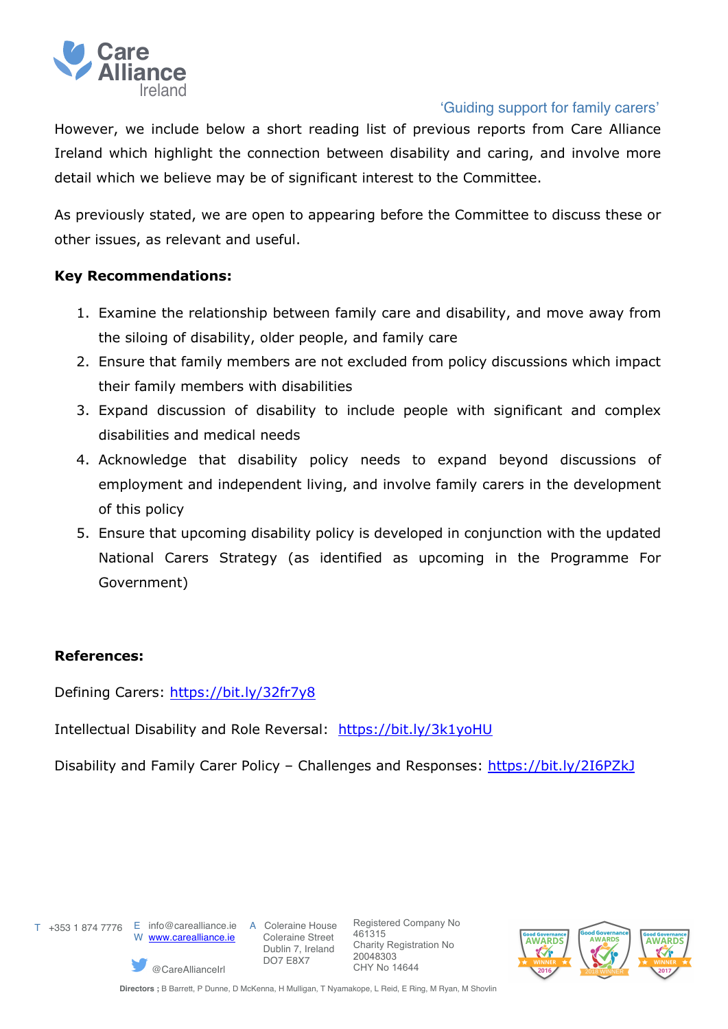However, we include below a short reading list of previous reports from Care Alliance Ireland which highlight the connection between disability and caring, and involve more detail which we believe may be of significant interest to the Committee.

As previously stated, we are open to appearing before the Committee to discuss these or other issues, as relevant and useful.

**Key Recommendations:**

1. Examine the relationship between family care and disability, and move away from the siloing of disability, older people, and family care
2. Ensure that family members are not excluded from policy discussions which impact their family members with disabilities
3. Expand discussion of disability to include people with significant and complex disabilities and medical needs
4. Acknowledge that disability policy needs to expand beyond discussions of employment and independent living, and involve family carers in the development of this policy
5. Ensure that upcoming disability policy is developed in conjunction with the updated National Carers Strategy (as identified as upcoming in the Programme For Government)

**References:**

Defining Carers: https://bit.ly/32fr7y8

Intellectual Disability and Role Reversal: https://bit.ly/3k1yoHU

Disability and Family Carer Policy – Challenges and Responses: https://bit.ly/2I6PZkJ